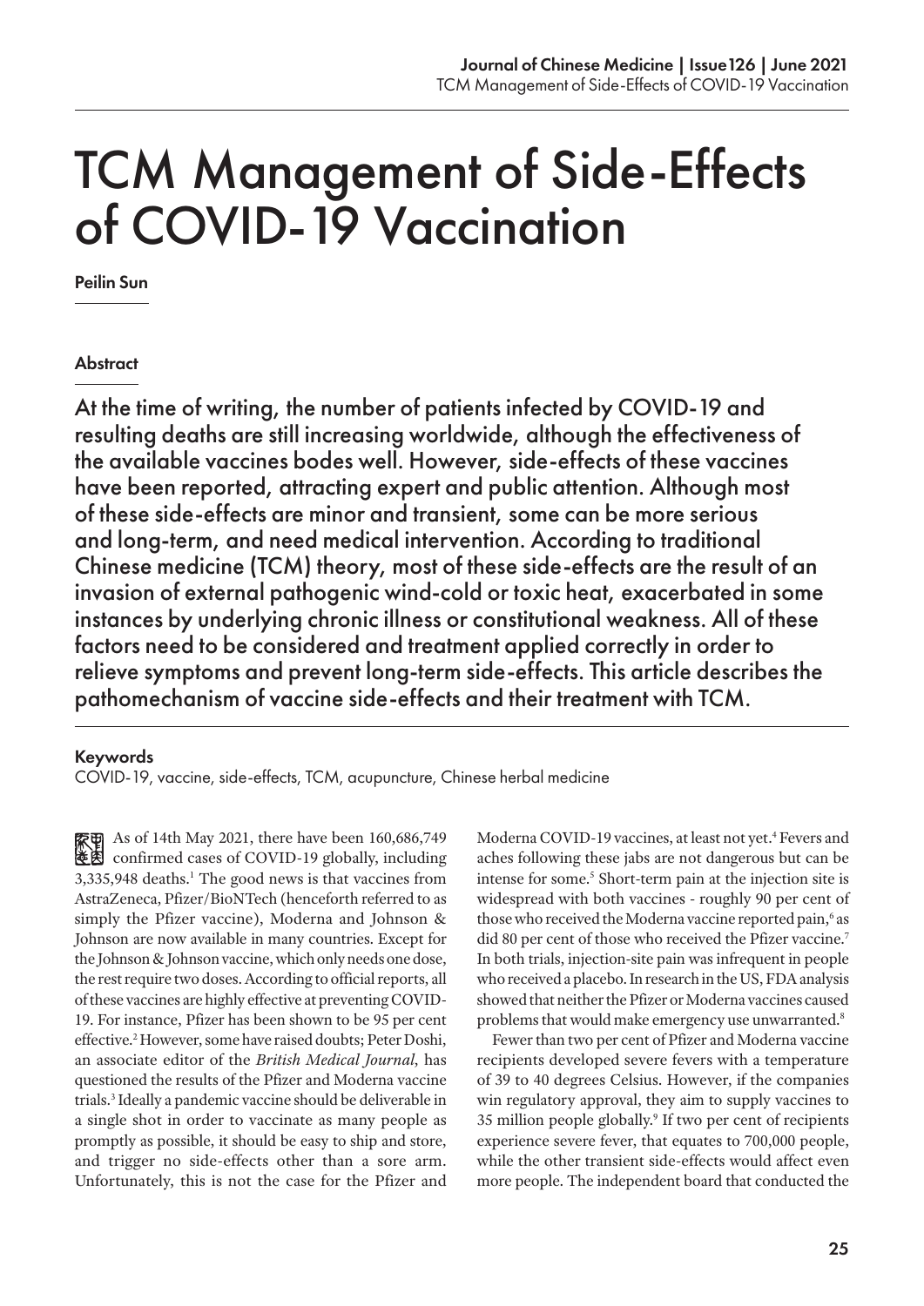# TCM Management of Side-Effects of COVID-19 Vaccination

**Peilin Sun**

## Abstract

At the time of writing, the number of patients infected by COVID-19 and resulting deaths are still increasing worldwide, although the effectiveness of the available vaccines bodes well. However, side-effects of these vaccines have been reported, attracting expert and public attention. Although most of these side-effects are minor and transient, some can be more serious and long-term, and need medical intervention. According to traditional Chinese medicine (TCM) theory, most of these side-effects are the result of an invasion of external pathogenic wind-cold or toxic heat, exacerbated in some instances by underlying chronic illness or constitutional weakness. All of these factors need to be considered and treatment applied correctly in order to relieve symptoms and prevent long-term side-effects. This article describes the pathomechanism of vaccine side-effects and their treatment with TCM.

## Keywords

COVID-19, vaccine, side-effects, TCM, acupuncture, Chinese herbal medicine

As of 14th May 2021, there have been 160,686,749 confirmed cases of COVID-19 globally, including 3,335,948 deaths.[1] The good news is that vaccines from AstraZeneca, Pfizer/BioNTech (henceforth referred to as simply the Pfizer vaccine), Moderna and Johnson & Johnson are now available in many countries. Except for the Johnson & Johnson vaccine, which only needs one dose, the rest require two doses. According to official reports, all of these vaccines are highly effective at preventing COVID-19. For instance, Pfizer has been shown to be 95 per cent effective.[2] However, some have raised doubts; Peter Doshi, an associate editor of the *British Medical Journal*, has questioned the results of the Pfizer and Moderna vaccine trials.[3] Ideally a pandemic vaccine should be deliverable in a single shot in order to vaccinate as many people as promptly as possible, it should be easy to ship and store, and trigger no side-effects other than a sore arm. Unfortunately, this is not the case for the Pfizer and Moderna COVID-19 vaccines, at least not yet.[4] Fevers and aches following these jabs are not dangerous but can be intense for some.[5] Short-term pain at the injection site is widespread with both vaccines - roughly 90 per cent of those who received the Moderna vaccine reported pain,[6] as did 80 per cent of those who received the Pfizer vaccine.[7] In both trials, injection-site pain was infrequent in people who received a placebo. In research in the US, FDA analysis showed that neither the Pfizer or Moderna vaccines caused problems that would make emergency use unwarranted.[8]

Fewer than two per cent of Pfizer and Moderna vaccine recipients developed severe fevers with a temperature of 39 to 40 degrees Celsius. However, if the companies win regulatory approval, they aim to supply vaccines to 35 million people globally.[9] If two per cent of recipients experience severe fever, that equates to 700,000 people, while the other transient side-effects would affect even more people. The independent board that conducted the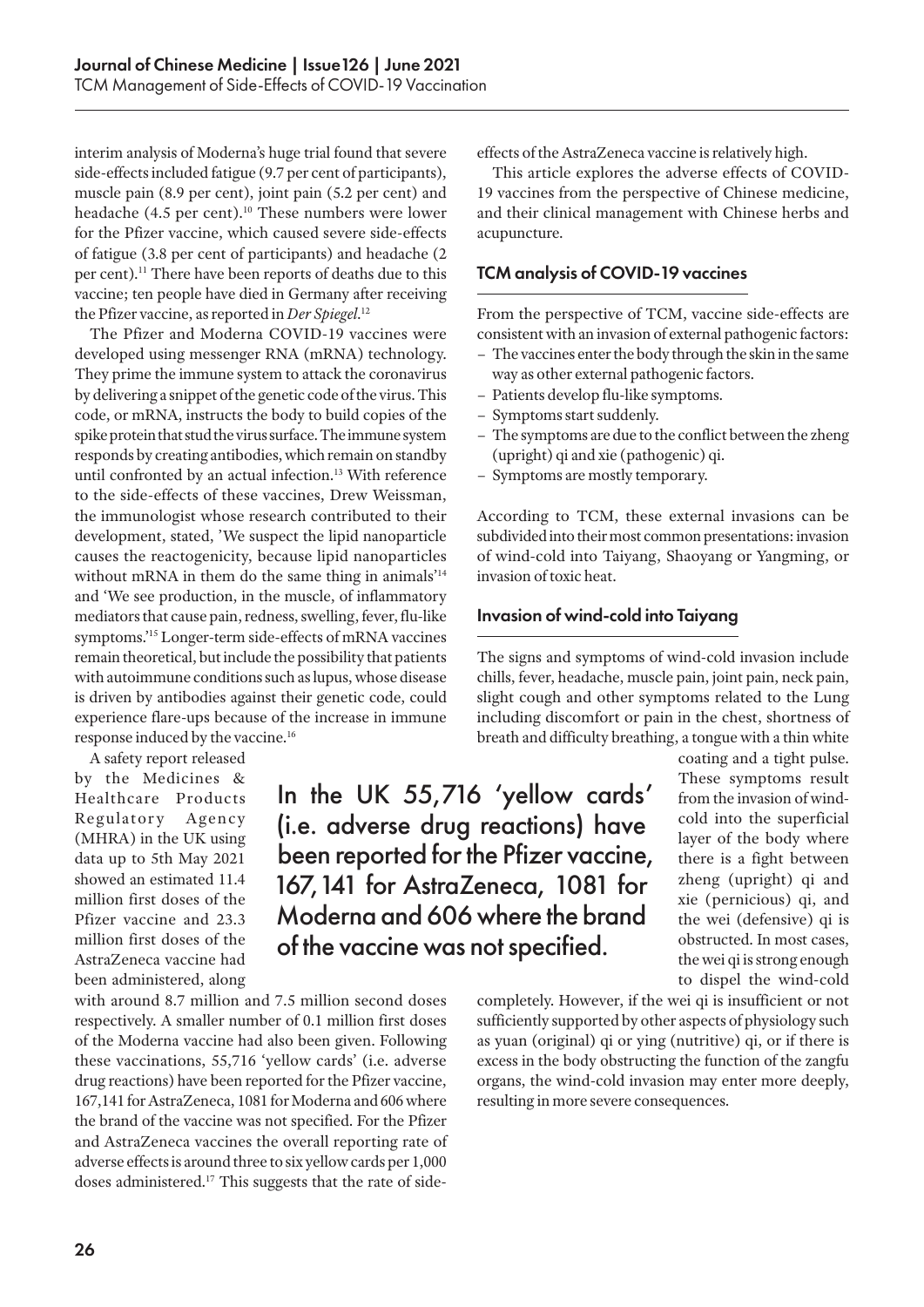interim analysis of Moderna's huge trial found that severe side-effects included fatigue (9.7 per cent of participants), muscle pain (8.9 per cent), joint pain (5.2 per cent) and headache (4.5 per cent).[10] These numbers were lower for the Pfizer vaccine, which caused severe side-effects of fatigue (3.8 per cent of participants) and headache (2 per cent).[11] There have been reports of deaths due to this vaccine; ten people have died in Germany after receiving the Pfizer vaccine, as reported in *Der Spiegel*.[12]

The Pfizer and Moderna COVID-19 vaccines were developed using messenger RNA (mRNA) technology. They prime the immune system to attack the coronavirus by delivering a snippet of the genetic code of the virus. This code, or mRNA, instructs the body to build copies of the spike protein that stud the virus surface. The immune system responds by creating antibodies, which remain on standby until confronted by an actual infection.[13] With reference to the side-effects of these vaccines, Drew Weissman, the immunologist whose research contributed to their development, stated, 'We suspect the lipid nanoparticle causes the reactogenicity, because lipid nanoparticles without mRNA in them do the same thing in animals'[14] and 'We see production, in the muscle, of inflammatory mediators that cause pain, redness, swelling, fever, flu-like symptoms.'[15] Longer-term side-effects of mRNA vaccines remain theoretical, but include the possibility that patients with autoimmune conditions such as lupus, whose disease is driven by antibodies against their genetic code, could experience flare-ups because of the increase in immune response induced by the vaccine.[16]

A safety report released by the Medicines & Healthcare Products Regulatory Agency (MHRA) in the UK using data up to 5th May 2021 showed an estimated 11.4 million first doses of the Pfizer vaccine and 23.3 million first doses of the AstraZeneca vaccine had been administered, along with around 8.7 million and 7.5 million second doses respectively. A smaller number of 0.1 million first doses of the Moderna vaccine had also been given. Following these vaccinations, 55,716 'yellow cards' (i.e. adverse drug reactions) have been reported for the Pfizer vaccine, 167,141 for AstraZeneca, 1081 for Moderna and 606 where the brand of the vaccine was not specified. For the Pfizer and AstraZeneca vaccines the overall reporting rate of adverse effects is around three to six yellow cards per 1,000 doses administered.[17] This suggests that the rate of side-effects of the AstraZeneca vaccine is relatively high.

> In the UK 55,716 'yellow cards' (i.e. adverse drug reactions) have been reported for the Pfizer vaccine, 167,141 for AstraZeneca, 1081 for Moderna and 606 where the brand of the vaccine was not specified.

This article explores the adverse effects of COVID-19 vaccines from the perspective of Chinese medicine, and their clinical management with Chinese herbs and acupuncture.

## TCM analysis of COVID-19 vaccines

From the perspective of TCM, vaccine side-effects are consistent with an invasion of external pathogenic factors:

- The vaccines enter the body through the skin in the same way as other external pathogenic factors.
- Patients develop flu-like symptoms.
- Symptoms start suddenly.
- The symptoms are due to the conflict between the zheng (upright) qi and xie (pathogenic) qi.
- Symptoms are mostly temporary.

According to TCM, these external invasions can be subdivided into their most common presentations: invasion of wind-cold into Taiyang, Shaoyang or Yangming, or invasion of toxic heat.

## Invasion of wind-cold into Taiyang

The signs and symptoms of wind-cold invasion include chills, fever, headache, muscle pain, joint pain, neck pain, slight cough and other symptoms related to the Lung including discomfort or pain in the chest, shortness of breath and difficulty breathing, a tongue with a thin white coating and a tight pulse. These symptoms result from the invasion of wind-cold into the superficial layer of the body where there is a fight between zheng (upright) qi and xie (pernicious) qi, and the wei (defensive) qi is obstructed. In most cases, the wei qi is strong enough to dispel the wind-cold completely. However, if the wei qi is insufficient or not sufficiently supported by other aspects of physiology such as yuan (original) qi or ying (nutritive) qi, or if there is excess in the body obstructing the function of the zangfu organs, the wind-cold invasion may enter more deeply, resulting in more severe consequences.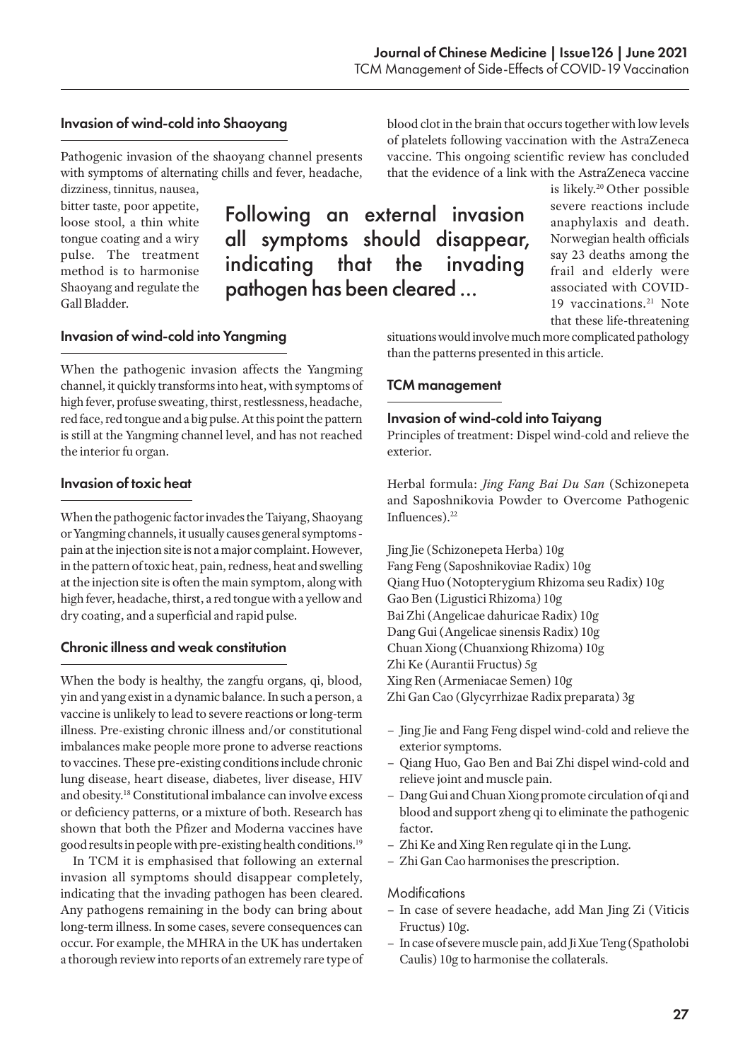### Invasion of wind-cold into Shaoyang

Pathogenic invasion of the shaoyang channel presents with symptoms of alternating chills and fever, headache, dizziness, tinnitus, nausea, bitter taste, poor appetite, loose stool, a thin white tongue coating and a wiry pulse. The treatment method is to harmonise Shaoyang and regulate the Gall Bladder.

### Invasion of wind-cold into Yangming

When the pathogenic invasion affects the Yangming channel, it quickly transforms into heat, with symptoms of high fever, profuse sweating, thirst, restlessness, headache, red face, red tongue and a big pulse. At this point the pattern is still at the Yangming channel level, and has not reached the interior fu organ.

### Invasion of toxic heat

When the pathogenic factor invades the Taiyang, Shaoyang or Yangming channels, it usually causes general symptoms - pain at the injection site is not a major complaint. However, in the pattern of toxic heat, pain, redness, heat and swelling at the injection site is often the main symptom, along with high fever, headache, thirst, a red tongue with a yellow and dry coating, and a superficial and rapid pulse.

### Chronic illness and weak constitution

When the body is healthy, the zangfu organs, qi, blood, yin and yang exist in a dynamic balance. In such a person, a vaccine is unlikely to lead to severe reactions or long-term illness. Pre-existing chronic illness and/or constitutional imbalances make people more prone to adverse reactions to vaccines. These pre-existing conditions include chronic lung disease, heart disease, diabetes, liver disease, HIV and obesity.[18] Constitutional imbalance can involve excess or deficiency patterns, or a mixture of both. Research has shown that both the Pfizer and Moderna vaccines have good results in people with pre-existing health conditions.[19]

In TCM it is emphasised that following an external invasion all symptoms should disappear completely, indicating that the invading pathogen has been cleared. Any pathogens remaining in the body can bring about long-term illness. In some cases, severe consequences can occur. For example, the MHRA in the UK has undertaken a thorough review into reports of an extremely rare type of blood clot in the brain that occurs together with low levels of platelets following vaccination with the AstraZeneca vaccine. This ongoing scientific review has concluded that the evidence of a link with the AstraZeneca vaccine is likely.[20] Other possible severe reactions include anaphylaxis and death. Norwegian health officials say 23 deaths among the frail and elderly were associated with COVID-19 vaccinations.[21] Note that these life-threatening situations would involve much more complicated pathology than the patterns presented in this article.

> Following an external invasion all symptoms should disappear, indicating that the invading pathogen has been cleared ...

## TCM management

### Invasion of wind-cold into Taiyang

Principles of treatment: Dispel wind-cold and relieve the exterior.

Herbal formula: *Jing Fang Bai Du San* (Schizonepeta and Saposhnikovia Powder to Overcome Pathogenic Influences).[22]

Jing Jie (Schizonepeta Herba) 10g
Fang Feng (Saposhnikoviae Radix) 10g
Qiang Huo (Notopterygium Rhizoma seu Radix) 10g
Gao Ben (Ligustici Rhizoma) 10g
Bai Zhi (Angelicae dahuricae Radix) 10g
Dang Gui (Angelicae sinensis Radix) 10g
Chuan Xiong (Chuanxiong Rhizoma) 10g
Zhi Ke (Aurantii Fructus) 5g
Xing Ren (Armeniacae Semen) 10g
Zhi Gan Cao (Glycyrrhizae Radix preparata) 3g

- Jing Jie and Fang Feng dispel wind-cold and relieve the exterior symptoms.
- Qiang Huo, Gao Ben and Bai Zhi dispel wind-cold and relieve joint and muscle pain.
- Dang Gui and Chuan Xiong promote circulation of qi and blood and support zheng qi to eliminate the pathogenic factor.
- Zhi Ke and Xing Ren regulate qi in the Lung.
- Zhi Gan Cao harmonises the prescription.

Modifications

- In case of severe headache, add Man Jing Zi (Viticis Fructus) 10g.
- In case of severe muscle pain, add Ji Xue Teng (Spatholobi Caulis) 10g to harmonise the collaterals.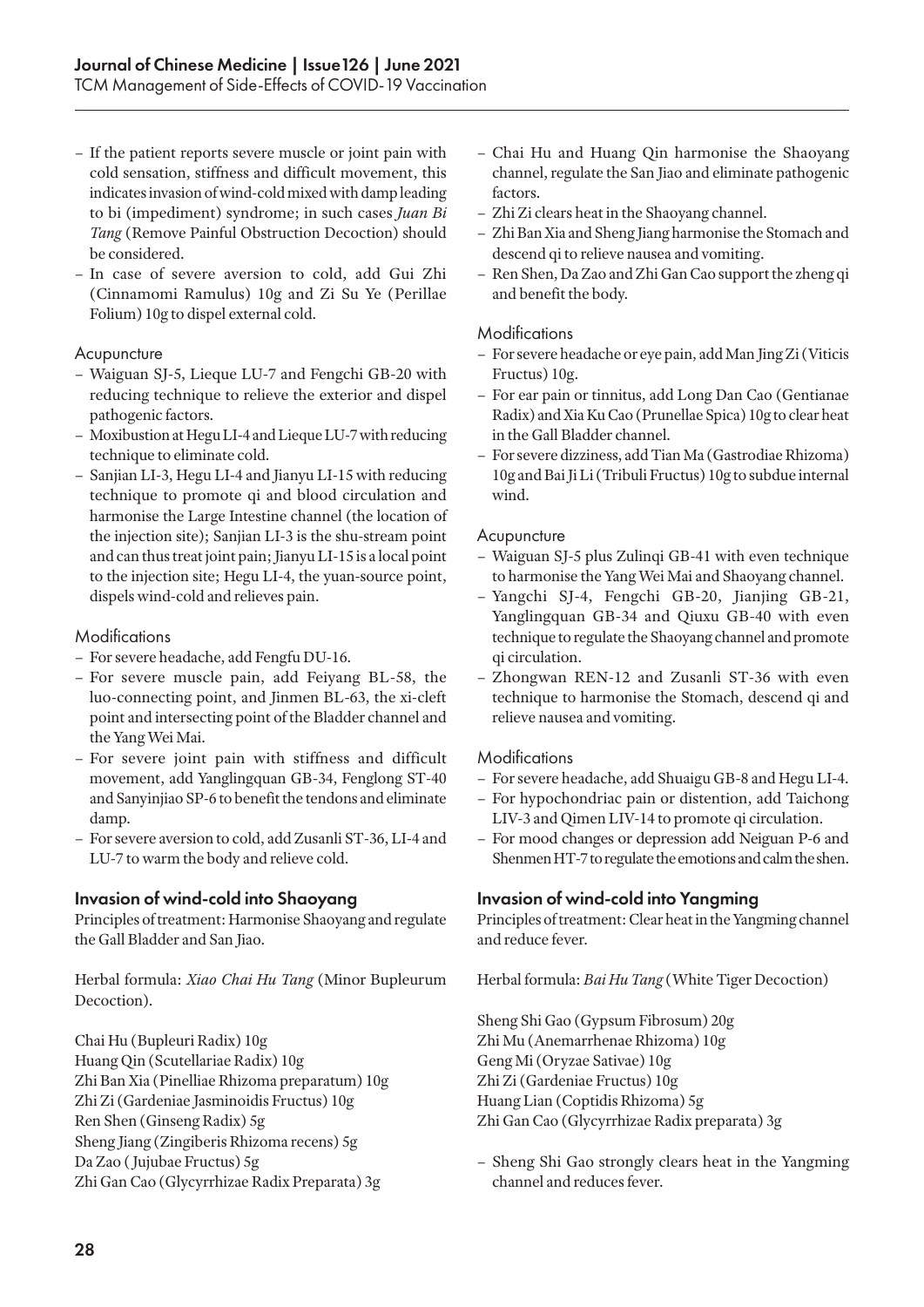- If the patient reports severe muscle or joint pain with cold sensation, stiffness and difficult movement, this indicates invasion of wind-cold mixed with damp leading to bi (impediment) syndrome; in such cases *Juan Bi Tang* (Remove Painful Obstruction Decoction) should be considered.
- In case of severe aversion to cold, add Gui Zhi (Cinnamomi Ramulus) 10g and Zi Su Ye (Perillae Folium) 10g to dispel external cold.

#### Acupuncture

- Waiguan SJ-5, Lieque LU-7 and Fengchi GB-20 with reducing technique to relieve the exterior and dispel pathogenic factors.
- Moxibustion at Hegu LI-4 and Lieque LU-7 with reducing technique to eliminate cold.
- Sanjian LI-3, Hegu LI-4 and Jianyu LI-15 with reducing technique to promote qi and blood circulation and harmonise the Large Intestine channel (the location of the injection site); Sanjian LI-3 is the shu-stream point and can thus treat joint pain; Jianyu LI-15 is a local point to the injection site; Hegu LI-4, the yuan-source point, dispels wind-cold and relieves pain.

#### Modifications

- For severe headache, add Fengfu DU-16.
- For severe muscle pain, add Feiyang BL-58, the luo-connecting point, and Jinmen BL-63, the xi-cleft point and intersecting point of the Bladder channel and the Yang Wei Mai.
- For severe joint pain with stiffness and difficult movement, add Yanglingquan GB-34, Fenglong ST-40 and Sanyinjiao SP-6 to benefit the tendons and eliminate damp.
- For severe aversion to cold, add Zusanli ST-36, LI-4 and LU-7 to warm the body and relieve cold.

### Invasion of wind-cold into Shaoyang

Principles of treatment: Harmonise Shaoyang and regulate the Gall Bladder and San Jiao.

Herbal formula: *Xiao Chai Hu Tang* (Minor Bupleurum Decoction).

Chai Hu (Bupleuri Radix) 10g
Huang Qin (Scutellariae Radix) 10g
Zhi Ban Xia (Pinelliae Rhizoma preparatum) 10g
Zhi Zi (Gardeniae Jasminoidis Fructus) 10g
Ren Shen (Ginseng Radix) 5g
Sheng Jiang (Zingiberis Rhizoma recens) 5g
Da Zao ( Jujubae Fructus) 5g
Zhi Gan Cao (Glycyrrhizae Radix Preparata) 3g

- Chai Hu and Huang Qin harmonise the Shaoyang channel, regulate the San Jiao and eliminate pathogenic factors.
- Zhi Zi clears heat in the Shaoyang channel.
- Zhi Ban Xia and Sheng Jiang harmonise the Stomach and descend qi to relieve nausea and vomiting.
- Ren Shen, Da Zao and Zhi Gan Cao support the zheng qi and benefit the body.

#### Modifications

- For severe headache or eye pain, add Man Jing Zi (Viticis Fructus) 10g.
- For ear pain or tinnitus, add Long Dan Cao (Gentianae Radix) and Xia Ku Cao (Prunellae Spica) 10g to clear heat in the Gall Bladder channel.
- For severe dizziness, add Tian Ma (Gastrodiae Rhizoma) 10g and Bai Ji Li (Tribuli Fructus) 10g to subdue internal wind.

#### Acupuncture

- Waiguan SJ-5 plus Zulinqi GB-41 with even technique to harmonise the Yang Wei Mai and Shaoyang channel.
- Yangchi SJ-4, Fengchi GB-20, Jianjing GB-21, Yanglingquan GB-34 and Qiuxu GB-40 with even technique to regulate the Shaoyang channel and promote qi circulation.
- Zhongwan REN-12 and Zusanli ST-36 with even technique to harmonise the Stomach, descend qi and relieve nausea and vomiting.

#### Modifications

- For severe headache, add Shuaigu GB-8 and Hegu LI-4.
- For hypochondriac pain or distention, add Taichong LIV-3 and Qimen LIV-14 to promote qi circulation.
- For mood changes or depression add Neiguan P-6 and Shenmen HT-7 to regulate the emotions and calm the shen.

### Invasion of wind-cold into Yangming

Principles of treatment: Clear heat in the Yangming channel and reduce fever.

Herbal formula: *Bai Hu Tang* (White Tiger Decoction)

Sheng Shi Gao (Gypsum Fibrosum) 20g
Zhi Mu (Anemarrhenae Rhizoma) 10g
Geng Mi (Oryzae Sativae) 10g
Zhi Zi (Gardeniae Fructus) 10g
Huang Lian (Coptidis Rhizoma) 5g
Zhi Gan Cao (Glycyrrhizae Radix preparata) 3g

- Sheng Shi Gao strongly clears heat in the Yangming channel and reduces fever.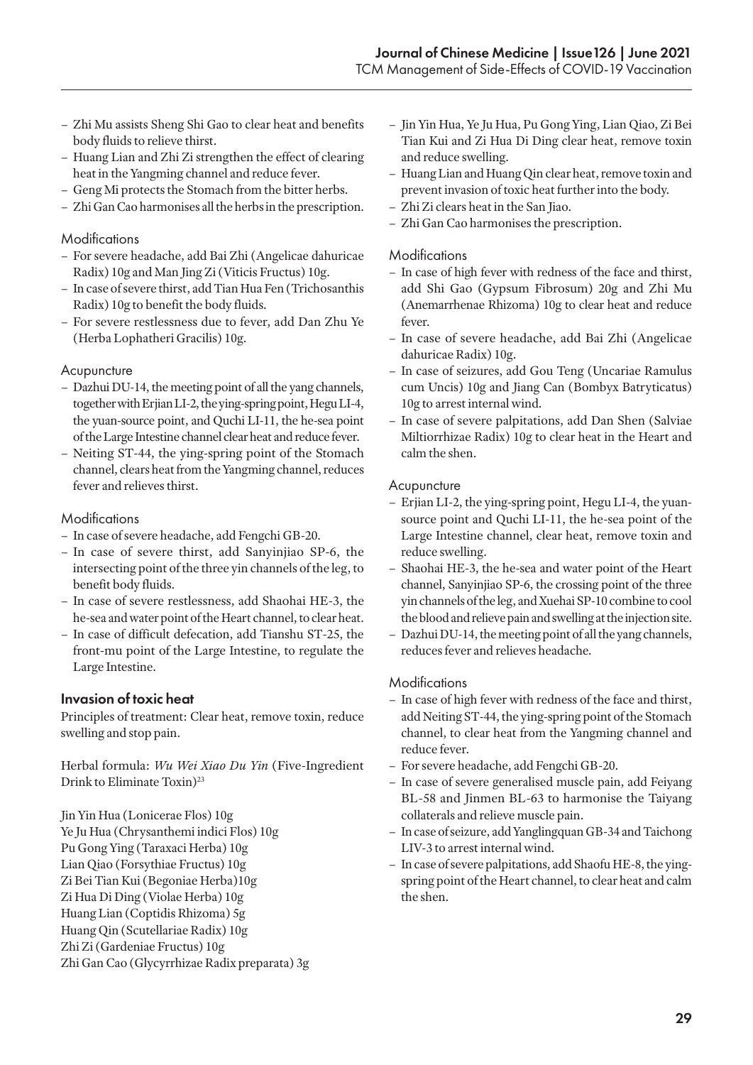- Zhi Mu assists Sheng Shi Gao to clear heat and benefits body fluids to relieve thirst.
- Huang Lian and Zhi Zi strengthen the effect of clearing heat in the Yangming channel and reduce fever.
- Geng Mi protects the Stomach from the bitter herbs.
- Zhi Gan Cao harmonises all the herbs in the prescription.

#### Modifications

- For severe headache, add Bai Zhi (Angelicae dahuricae Radix) 10g and Man Jing Zi (Viticis Fructus) 10g.
- In case of severe thirst, add Tian Hua Fen (Trichosanthis Radix) 10g to benefit the body fluids.
- For severe restlessness due to fever, add Dan Zhu Ye (Herba Lophatheri Gracilis) 10g.

#### Acupuncture

- Dazhui DU-14, the meeting point of all the yang channels, together with Erjian LI-2, the ying-spring point, Hegu LI-4, the yuan-source point, and Quchi LI-11, the he-sea point of the Large Intestine channel clear heat and reduce fever.
- Neiting ST-44, the ying-spring point of the Stomach channel, clears heat from the Yangming channel, reduces fever and relieves thirst.

#### Modifications

- In case of severe headache, add Fengchi GB-20.
- In case of severe thirst, add Sanyinjiao SP-6, the intersecting point of the three yin channels of the leg, to benefit body fluids.
- In case of severe restlessness, add Shaohai HE-3, the he-sea and water point of the Heart channel, to clear heat.
- In case of difficult defecation, add Tianshu ST-25, the front-mu point of the Large Intestine, to regulate the Large Intestine.

### Invasion of toxic heat

Principles of treatment: Clear heat, remove toxin, reduce swelling and stop pain.

Herbal formula: *Wu Wei Xiao Du Yin* (Five-Ingredient Drink to Eliminate Toxin)[23]

Jin Yin Hua (Lonicerae Flos) 10g
Ye Ju Hua (Chrysanthemi indici Flos) 10g
Pu Gong Ying (Taraxaci Herba) 10g
Lian Qiao (Forsythiae Fructus) 10g
Zi Bei Tian Kui (Begoniae Herba)10g
Zi Hua Di Ding (Violae Herba) 10g
Huang Lian (Coptidis Rhizoma) 5g
Huang Qin (Scutellariae Radix) 10g
Zhi Zi (Gardeniae Fructus) 10g
Zhi Gan Cao (Glycyrrhizae Radix preparata) 3g

- Jin Yin Hua, Ye Ju Hua, Pu Gong Ying, Lian Qiao, Zi Bei Tian Kui and Zi Hua Di Ding clear heat, remove toxin and reduce swelling.
- Huang Lian and Huang Qin clear heat, remove toxin and prevent invasion of toxic heat further into the body.
- Zhi Zi clears heat in the San Jiao.
- Zhi Gan Cao harmonises the prescription.

#### Modifications

- In case of high fever with redness of the face and thirst, add Shi Gao (Gypsum Fibrosum) 20g and Zhi Mu (Anemarrhenae Rhizoma) 10g to clear heat and reduce fever.
- In case of severe headache, add Bai Zhi (Angelicae dahuricae Radix) 10g.
- In case of seizures, add Gou Teng (Uncariae Ramulus cum Uncis) 10g and Jiang Can (Bombyx Batryticatus) 10g to arrest internal wind.
- In case of severe palpitations, add Dan Shen (Salviae Miltiorrhizae Radix) 10g to clear heat in the Heart and calm the shen.

#### Acupuncture

- Erjian LI-2, the ying-spring point, Hegu LI-4, the yuan-source point and Quchi LI-11, the he-sea point of the Large Intestine channel, clear heat, remove toxin and reduce swelling.
- Shaohai HE-3, the he-sea and water point of the Heart channel, Sanyinjiao SP-6, the crossing point of the three yin channels of the leg, and Xuehai SP-10 combine to cool the blood and relieve pain and swelling at the injection site.
- Dazhui DU-14, the meeting point of all the yang channels, reduces fever and relieves headache.

#### Modifications

- In case of high fever with redness of the face and thirst, add Neiting ST-44, the ying-spring point of the Stomach channel, to clear heat from the Yangming channel and reduce fever.
- For severe headache, add Fengchi GB-20.
- In case of severe generalised muscle pain, add Feiyang BL-58 and Jinmen BL-63 to harmonise the Taiyang collaterals and relieve muscle pain.
- In case of seizure, add Yanglingquan GB-34 and Taichong LIV-3 to arrest internal wind.
- In case of severe palpitations, add Shaofu HE-8, the ying-spring point of the Heart channel, to clear heat and calm the shen.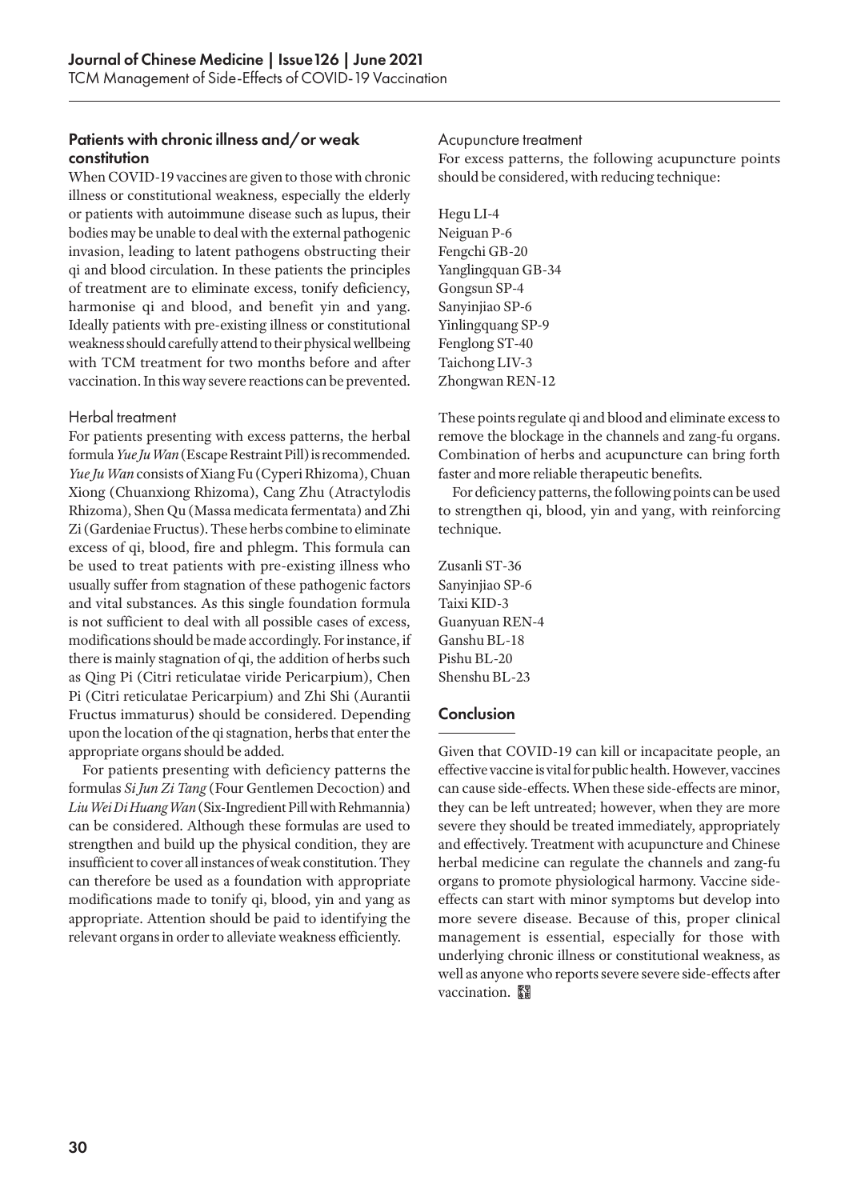### Patients with chronic illness and/or weak constitution

When COVID-19 vaccines are given to those with chronic illness or constitutional weakness, especially the elderly or patients with autoimmune disease such as lupus, their bodies may be unable to deal with the external pathogenic invasion, leading to latent pathogens obstructing their qi and blood circulation. In these patients the principles of treatment are to eliminate excess, tonify deficiency, harmonise qi and blood, and benefit yin and yang. Ideally patients with pre-existing illness or constitutional weakness should carefully attend to their physical wellbeing with TCM treatment for two months before and after vaccination. In this way severe reactions can be prevented.

#### Herbal treatment

For patients presenting with excess patterns, the herbal formula *Yue Ju Wan* (Escape Restraint Pill) is recommended. *Yue Ju Wan* consists of Xiang Fu (Cyperi Rhizoma), Chuan Xiong (Chuanxiong Rhizoma), Cang Zhu (Atractylodis Rhizoma), Shen Qu (Massa medicata fermentata) and Zhi Zi (Gardeniae Fructus). These herbs combine to eliminate excess of qi, blood, fire and phlegm. This formula can be used to treat patients with pre-existing illness who usually suffer from stagnation of these pathogenic factors and vital substances. As this single foundation formula is not sufficient to deal with all possible cases of excess, modifications should be made accordingly. For instance, if there is mainly stagnation of qi, the addition of herbs such as Qing Pi (Citri reticulatae viride Pericarpium), Chen Pi (Citri reticulatae Pericarpium) and Zhi Shi (Aurantii Fructus immaturus) should be considered. Depending upon the location of the qi stagnation, herbs that enter the appropriate organs should be added.

For patients presenting with deficiency patterns the formulas *Si Jun Zi Tang* (Four Gentlemen Decoction) and *Liu Wei Di Huang Wan* (Six-Ingredient Pill with Rehmannia) can be considered. Although these formulas are used to strengthen and build up the physical condition, they are insufficient to cover all instances of weak constitution. They can therefore be used as a foundation with appropriate modifications made to tonify qi, blood, yin and yang as appropriate. Attention should be paid to identifying the relevant organs in order to alleviate weakness efficiently.

#### Acupuncture treatment

For excess patterns, the following acupuncture points should be considered, with reducing technique:

Hegu LI-4
Neiguan P-6
Fengchi GB-20
Yanglingquan GB-34
Gongsun SP-4
Sanyinjiao SP-6
Yinlingquang SP-9
Fenglong ST-40
Taichong LIV-3
Zhongwan REN-12

These points regulate qi and blood and eliminate excess to remove the blockage in the channels and zang-fu organs. Combination of herbs and acupuncture can bring forth faster and more reliable therapeutic benefits.

For deficiency patterns, the following points can be used to strengthen qi, blood, yin and yang, with reinforcing technique.

Zusanli ST-36
Sanyinjiao SP-6
Taixi KID-3
Guanyuan REN-4
Ganshu BL-18
Pishu BL-20
Shenshu BL-23

## Conclusion

Given that COVID-19 can kill or incapacitate people, an effective vaccine is vital for public health. However, vaccines can cause side-effects. When these side-effects are minor, they can be left untreated; however, when they are more severe they should be treated immediately, appropriately and effectively. Treatment with acupuncture and Chinese herbal medicine can regulate the channels and zang-fu organs to promote physiological harmony. Vaccine side-effects can start with minor symptoms but develop into more severe disease. Because of this, proper clinical management is essential, especially for those with underlying chronic illness or constitutional weakness, as well as anyone who reports severe severe side-effects after vaccination.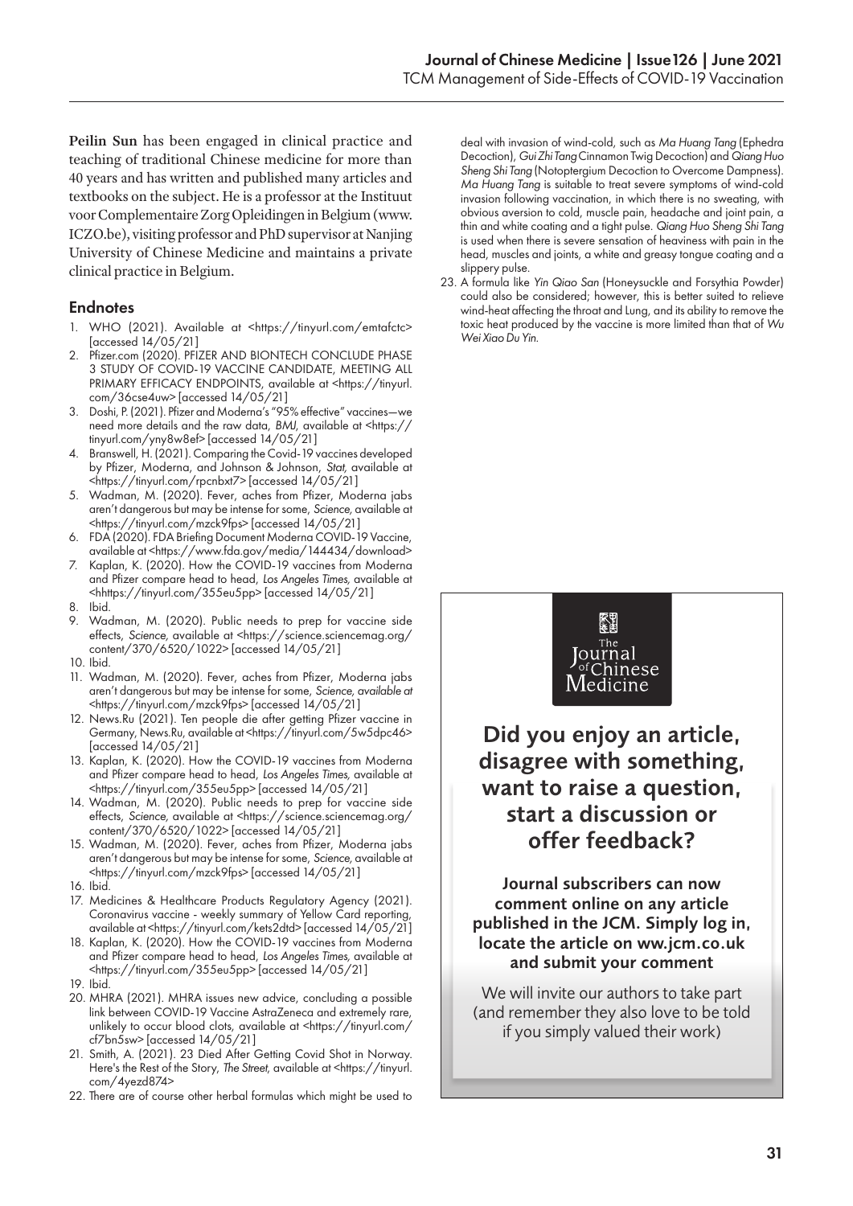**Peilin Sun** has been engaged in clinical practice and teaching of traditional Chinese medicine for more than 40 years and has written and published many articles and textbooks on the subject. He is a professor at the Instituut voor Complementaire Zorg Opleidingen in Belgium (www.ICZO.be), visiting professor and PhD supervisor at Nanjing University of Chinese Medicine and maintains a private clinical practice in Belgium.

## Endnotes

1. WHO (2021). Available at <https://tinyurl.com/emtafctc> [accessed 14/05/21]
2. Pfizer.com (2020). PFIZER AND BIONTECH CONCLUDE PHASE 3 STUDY OF COVID-19 VACCINE CANDIDATE, MEETING ALL PRIMARY EFFICACY ENDPOINTS, available at <https://tinyurl.com/36cse4uw> [accessed 14/05/21]
3. Doshi, P. (2021). Pfizer and Moderna's "95% effective" vaccines—we need more details and the raw data, *BMJ*, available at <https://tinyurl.com/yny8w8ef> [accessed 14/05/21]
4. Branswell, H. (2021). Comparing the Covid-19 vaccines developed by Pfizer, Moderna, and Johnson & Johnson, *Stat*, available at <https://tinyurl.com/rpcnbxt7> [accessed 14/05/21]
5. Wadman, M. (2020). Fever, aches from Pfizer, Moderna jabs aren't dangerous but may be intense for some, *Science*, available at <https://tinyurl.com/mzck9fps> [accessed 14/05/21]
6. FDA (2020). FDA Briefing Document Moderna COVID-19 Vaccine, available at <https://www.fda.gov/media/144434/download>
7. Kaplan, K. (2020). How the COVID-19 vaccines from Moderna and Pfizer compare head to head, *Los Angeles Times*, available at <hhttps://tinyurl.com/355eu5pp> [accessed 14/05/21]
8. Ibid.
9. Wadman, M. (2020). Public needs to prep for vaccine side effects, *Science*, available at <https://science.sciencemag.org/content/370/6520/1022> [accessed 14/05/21]
10. Ibid.
11. Wadman, M. (2020). Fever, aches from Pfizer, Moderna jabs aren't dangerous but may be intense for some, *Science, available at* <https://tinyurl.com/mzck9fps> [accessed 14/05/21]
12. News.Ru (2021). Ten people die after getting Pfizer vaccine in Germany, News.Ru, available at <https://tinyurl.com/5w5dpc46> [accessed 14/05/21]
13. Kaplan, K. (2020). How the COVID-19 vaccines from Moderna and Pfizer compare head to head, *Los Angeles Times*, available at <https://tinyurl.com/355eu5pp> [accessed 14/05/21]
14. Wadman, M. (2020). Public needs to prep for vaccine side effects, *Science*, available at <https://science.sciencemag.org/content/370/6520/1022> [accessed 14/05/21]
15. Wadman, M. (2020). Fever, aches from Pfizer, Moderna jabs aren't dangerous but may be intense for some, *Science*, available at <https://tinyurl.com/mzck9fps> [accessed 14/05/21]
16. Ibid.
17. Medicines & Healthcare Products Regulatory Agency (2021). Coronavirus vaccine - weekly summary of Yellow Card reporting, available at <https://tinyurl.com/kets2dtd> [accessed 14/05/21]
18. Kaplan, K. (2020). How the COVID-19 vaccines from Moderna and Pfizer compare head to head, *Los Angeles Times*, available at <https://tinyurl.com/355eu5pp> [accessed 14/05/21]
19. Ibid.
20. MHRA (2021). MHRA issues new advice, concluding a possible link between COVID-19 Vaccine AstraZeneca and extremely rare, unlikely to occur blood clots, available at <https://tinyurl.com/cf7bn5sw> [accessed 14/05/21]
21. Smith, A. (2021). 23 Died After Getting Covid Shot in Norway. Here's the Rest of the Story, *The Street*, available at <https://tinyurl.com/4yezd874>
22. There are of course other herbal formulas which might be used to deal with invasion of wind-cold, such as *Ma Huang Tang* (Ephedra Decoction), *Gui Zhi Tang* Cinnamon Twig Decoction) and *Qiang Huo Sheng Shi Tang* (Notoptergium Decoction to Overcome Dampness). *Ma Huang Tang* is suitable to treat severe symptoms of wind-cold invasion following vaccination, in which there is no sweating, with obvious aversion to cold, muscle pain, headache and joint pain, a thin and white coating and a tight pulse. *Qiang Huo Sheng Shi Tang* is used when there is severe sensation of heaviness with pain in the head, muscles and joints, a white and greasy tongue coating and a slippery pulse.
23. A formula like *Yin Qiao San* (Honeysuckle and Forsythia Powder) could also be considered; however, this is better suited to relieve wind-heat affecting the throat and Lung, and its ability to remove the toxic heat produced by the vaccine is more limited than that of *Wu Wei Xiao Du Yin*.

The Journal of Chinese Medicine

**Did you enjoy an article, disagree with something, want to raise a question, start a discussion or offer feedback?**

**Journal subscribers can now comment online on any article published in the JCM. Simply log in, locate the article on ww.jcm.co.uk and submit your comment**

We will invite our authors to take part (and remember they also love to be told if you simply valued their work)